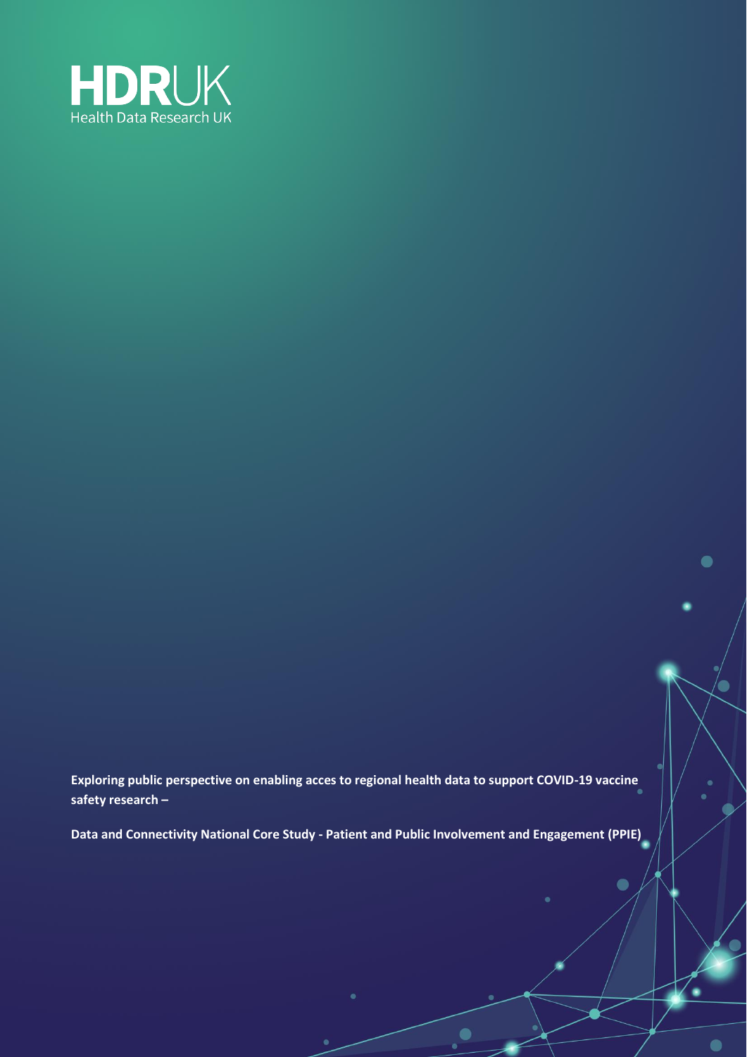HDRUK

Health Data Research UK

**Exploring public perspective on enabling acces to regional health data to support COVID-19 vaccine safety research –**

**Data and Connectivity National Core Study - Patient and Public Involvement and Engagement (PPIE)**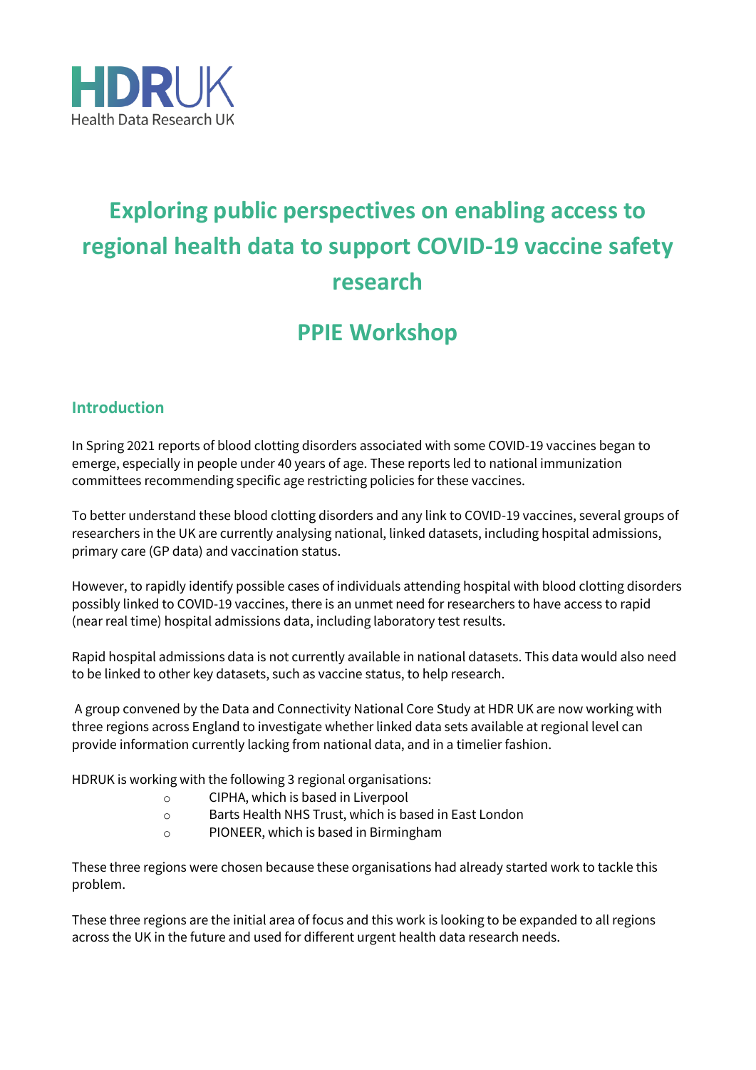HDRUK
Health Data Research UK

# Exploring public perspectives on enabling access to regional health data to support COVID-19 vaccine safety research

## PPIE Workshop

### Introduction

In Spring 2021 reports of blood clotting disorders associated with some COVID-19 vaccines began to emerge, especially in people under 40 years of age. These reports led to national immunization committees recommending specific age restricting policies for these vaccines.

To better understand these blood clotting disorders and any link to COVID-19 vaccines, several groups of researchers in the UK are currently analysing national, linked datasets, including hospital admissions, primary care (GP data) and vaccination status.

However, to rapidly identify possible cases of individuals attending hospital with blood clotting disorders possibly linked to COVID-19 vaccines, there is an unmet need for researchers to have access to rapid (near real time) hospital admissions data, including laboratory test results.

Rapid hospital admissions data is not currently available in national datasets. This data would also need to be linked to other key datasets, such as vaccine status, to help research.

A group convened by the Data and Connectivity National Core Study at HDR UK are now working with three regions across England to investigate whether linked data sets available at regional level can provide information currently lacking from national data, and in a timelier fashion.

HDRUK is working with the following 3 regional organisations:

- CIPHA, which is based in Liverpool
- Barts Health NHS Trust, which is based in East London
- PIONEER, which is based in Birmingham

These three regions were chosen because these organisations had already started work to tackle this problem.

These three regions are the initial area of focus and this work is looking to be expanded to all regions across the UK in the future and used for different urgent health data research needs.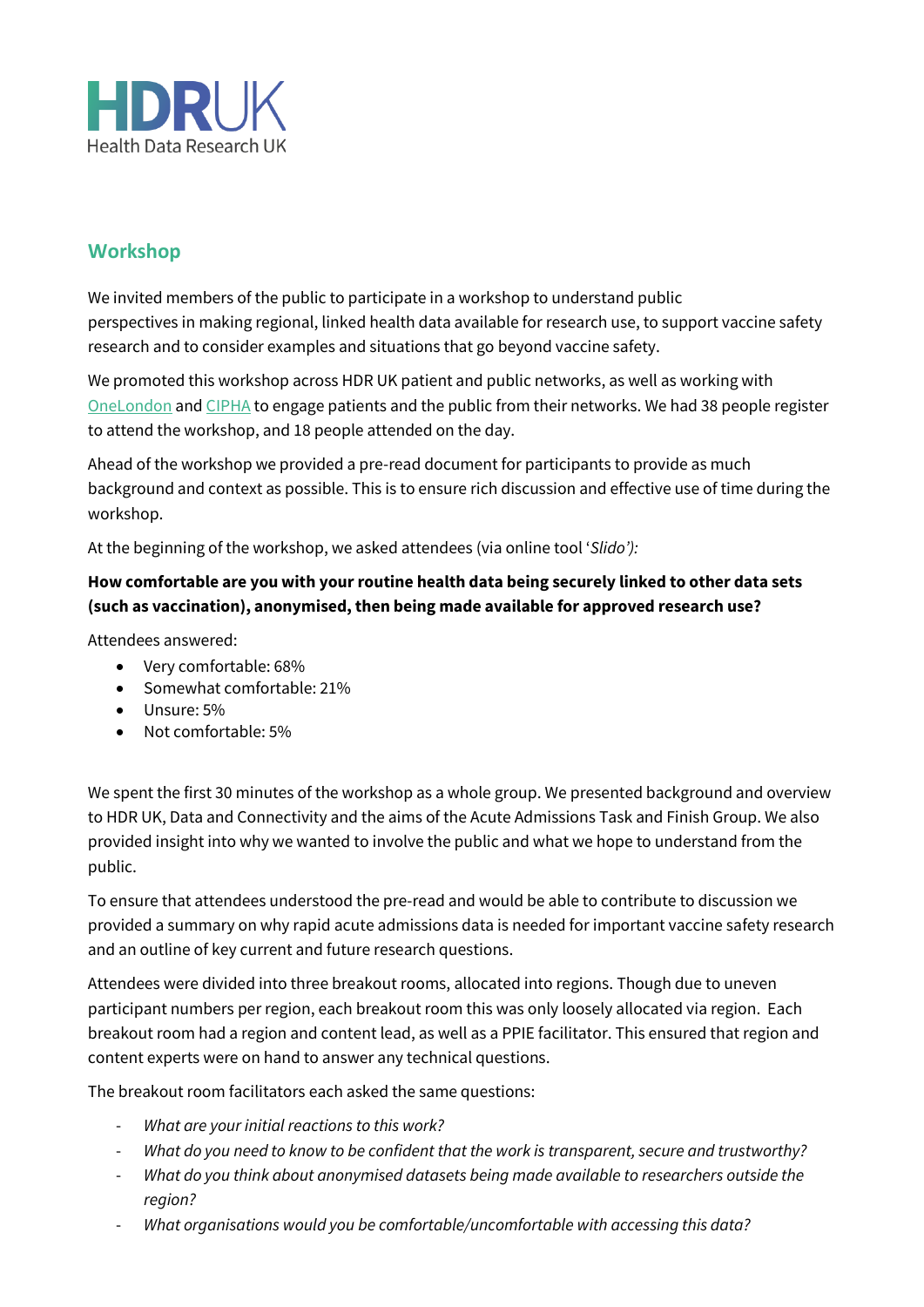## Workshop

We invited members of the public to participate in a workshop to understand public perspectives in making regional, linked health data available for research use, to support vaccine safety research and to consider examples and situations that go beyond vaccine safety.

We promoted this workshop across HDR UK patient and public networks, as well as working with OneLondon and CIPHA to engage patients and the public from their networks. We had 38 people register to attend the workshop, and 18 people attended on the day.

Ahead of the workshop we provided a pre-read document for participants to provide as much background and context as possible. This is to ensure rich discussion and effective use of time during the workshop.

At the beginning of the workshop, we asked attendees (via online tool '*Slido'):*

**How comfortable are you with your routine health data being securely linked to other data sets (such as vaccination), anonymised, then being made available for approved research use?**

Attendees answered:

- Very comfortable: 68%
- Somewhat comfortable: 21%
- Unsure: 5%
- Not comfortable: 5%

We spent the first 30 minutes of the workshop as a whole group. We presented background and overview to HDR UK, Data and Connectivity and the aims of the Acute Admissions Task and Finish Group. We also provided insight into why we wanted to involve the public and what we hope to understand from the public.

To ensure that attendees understood the pre-read and would be able to contribute to discussion we provided a summary on why rapid acute admissions data is needed for important vaccine safety research and an outline of key current and future research questions.

Attendees were divided into three breakout rooms, allocated into regions. Though due to uneven participant numbers per region, each breakout room this was only loosely allocated via region. Each breakout room had a region and content lead, as well as a PPIE facilitator. This ensured that region and content experts were on hand to answer any technical questions.

The breakout room facilitators each asked the same questions:

- *What are your initial reactions to this work?*
- *What do you need to know to be confident that the work is transparent, secure and trustworthy?*
- *What do you think about anonymised datasets being made available to researchers outside the region?*
- *What organisations would you be comfortable/uncomfortable with accessing this data?*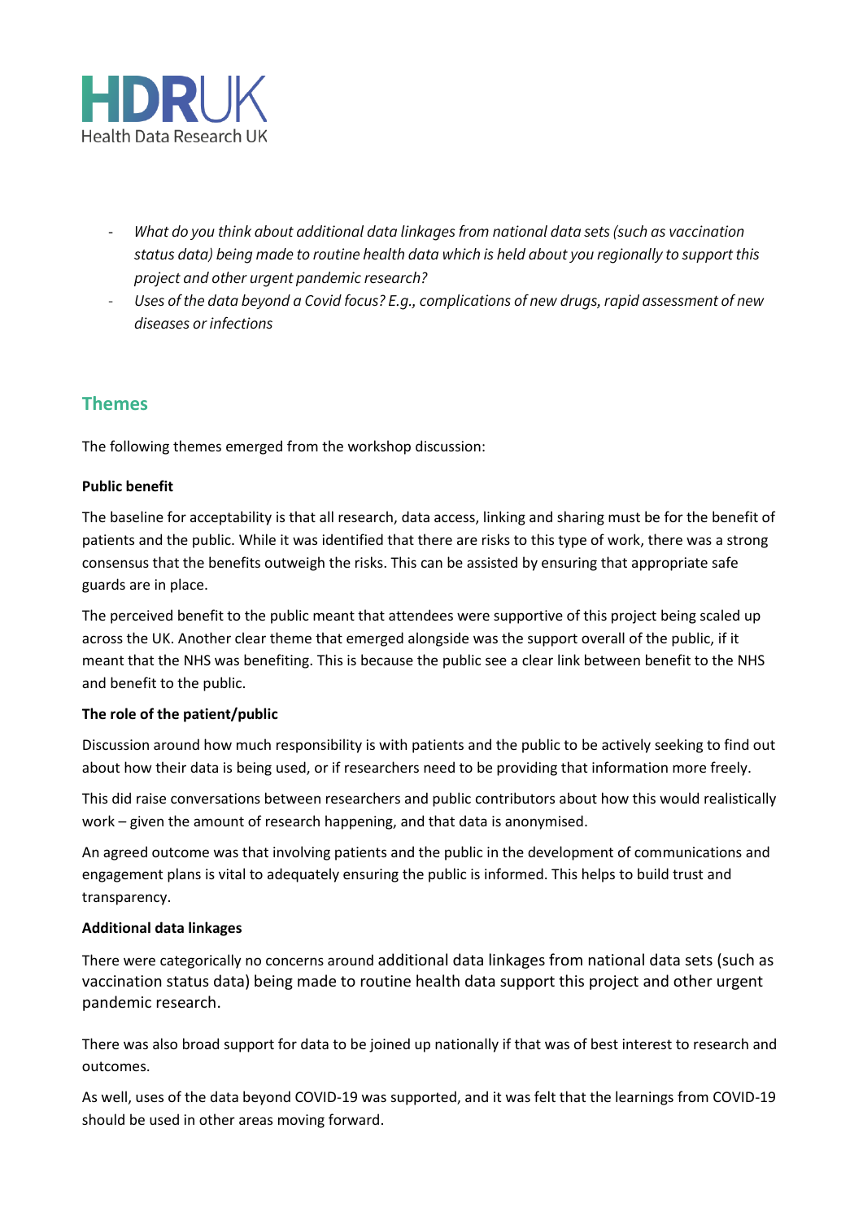- *What do you think about additional data linkages from national data sets (such as vaccination status data) being made to routine health data which is held about you regionally to support this project and other urgent pandemic research?*
- *Uses of the data beyond a Covid focus? E.g., complications of new drugs, rapid assessment of new diseases or infections*

## Themes

The following themes emerged from the workshop discussion:

**Public benefit**

The baseline for acceptability is that all research, data access, linking and sharing must be for the benefit of patients and the public. While it was identified that there are risks to this type of work, there was a strong consensus that the benefits outweigh the risks. This can be assisted by ensuring that appropriate safe guards are in place.

The perceived benefit to the public meant that attendees were supportive of this project being scaled up across the UK. Another clear theme that emerged alongside was the support overall of the public, if it meant that the NHS was benefiting. This is because the public see a clear link between benefit to the NHS and benefit to the public.

**The role of the patient/public**

Discussion around how much responsibility is with patients and the public to be actively seeking to find out about how their data is being used, or if researchers need to be providing that information more freely.

This did raise conversations between researchers and public contributors about how this would realistically work – given the amount of research happening, and that data is anonymised.

An agreed outcome was that involving patients and the public in the development of communications and engagement plans is vital to adequately ensuring the public is informed. This helps to build trust and transparency.

**Additional data linkages**

There were categorically no concerns around additional data linkages from national data sets (such as vaccination status data) being made to routine health data support this project and other urgent pandemic research.

There was also broad support for data to be joined up nationally if that was of best interest to research and outcomes.

As well, uses of the data beyond COVID-19 was supported, and it was felt that the learnings from COVID-19 should be used in other areas moving forward.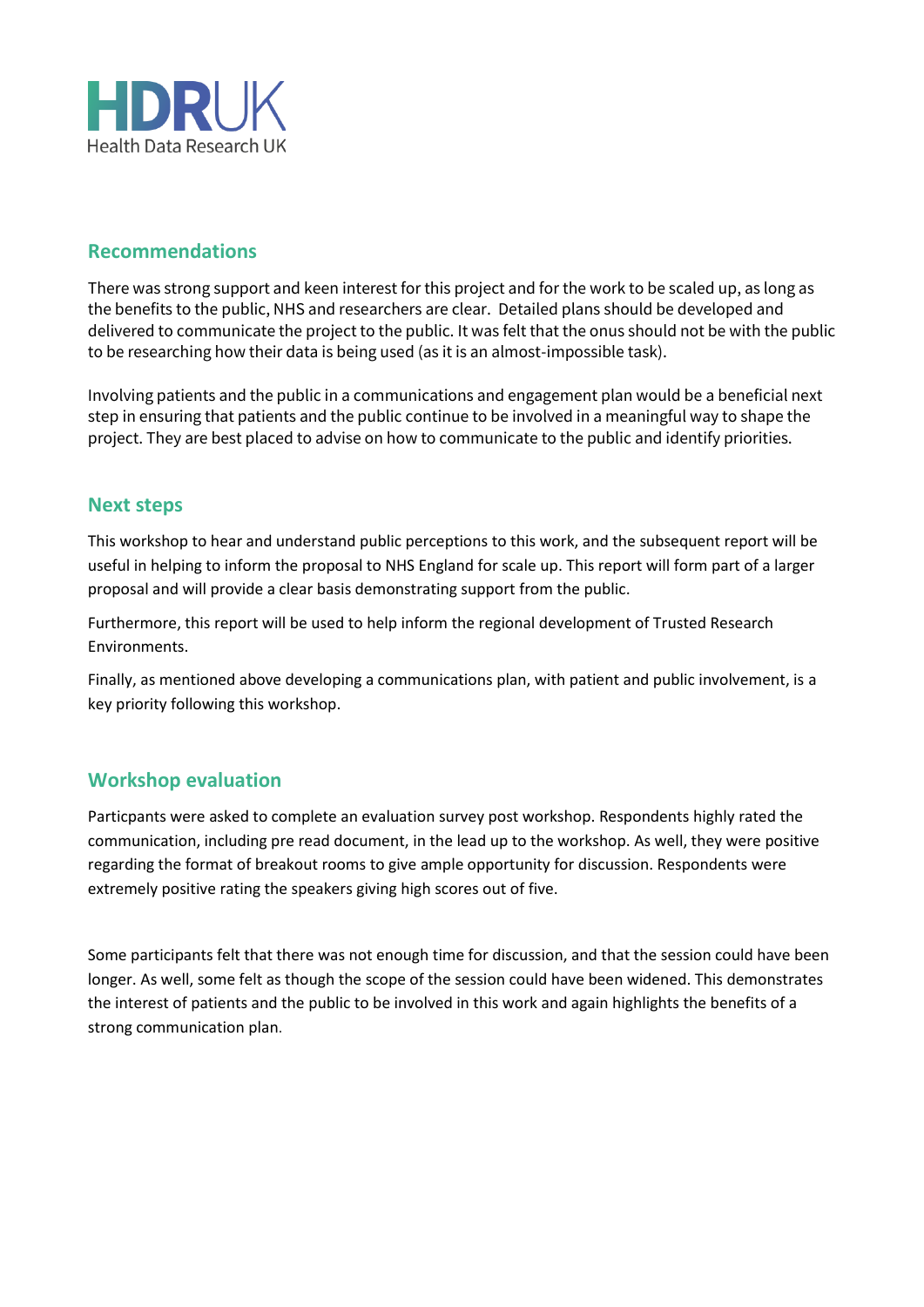## Recommendations

There was strong support and keen interest for this project and for the work to be scaled up, as long as the benefits to the public, NHS and researchers are clear. Detailed plans should be developed and delivered to communicate the project to the public. It was felt that the onus should not be with the public to be researching how their data is being used (as it is an almost-impossible task).

Involving patients and the public in a communications and engagement plan would be a beneficial next step in ensuring that patients and the public continue to be involved in a meaningful way to shape the project. They are best placed to advise on how to communicate to the public and identify priorities.

## Next steps

This workshop to hear and understand public perceptions to this work, and the subsequent report will be useful in helping to inform the proposal to NHS England for scale up. This report will form part of a larger proposal and will provide a clear basis demonstrating support from the public.

Furthermore, this report will be used to help inform the regional development of Trusted Research Environments.

Finally, as mentioned above developing a communications plan, with patient and public involvement, is a key priority following this workshop.

## Workshop evaluation

Particpants were asked to complete an evaluation survey post workshop. Respondents highly rated the communication, including pre read document, in the lead up to the workshop. As well, they were positive regarding the format of breakout rooms to give ample opportunity for discussion. Respondents were extremely positive rating the speakers giving high scores out of five.

Some participants felt that there was not enough time for discussion, and that the session could have been longer. As well, some felt as though the scope of the session could have been widened. This demonstrates the interest of patients and the public to be involved in this work and again highlights the benefits of a strong communication plan.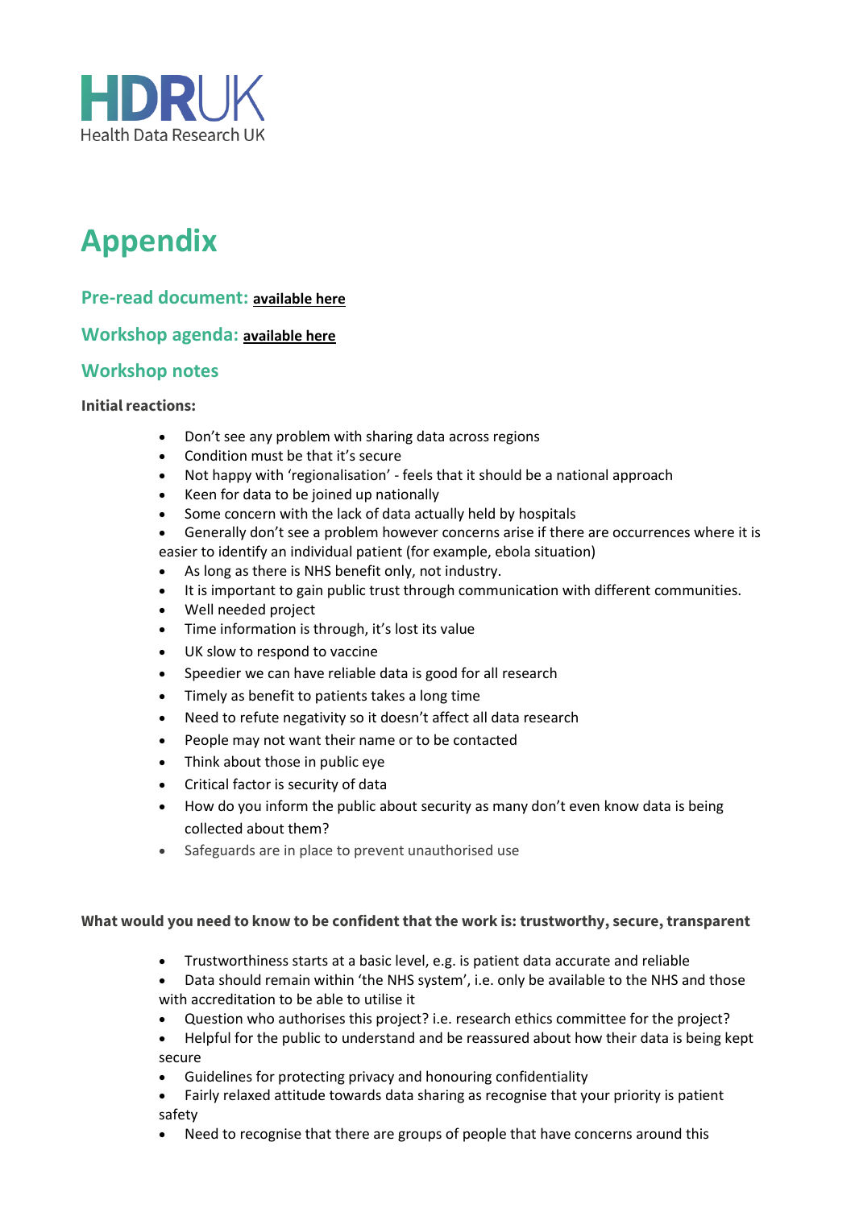# Appendix

## Pre-read document: **available here**

## Workshop agenda: **available here**

## Workshop notes

**Initial reactions:**

- Don't see any problem with sharing data across regions
- Condition must be that it's secure
- Not happy with 'regionalisation' - feels that it should be a national approach
- Keen for data to be joined up nationally
- Some concern with the lack of data actually held by hospitals
- Generally don't see a problem however concerns arise if there are occurrences where it is easier to identify an individual patient (for example, ebola situation)
- As long as there is NHS benefit only, not industry.
- It is important to gain public trust through communication with different communities.
- Well needed project
- Time information is through, it's lost its value
- UK slow to respond to vaccine
- Speedier we can have reliable data is good for all research
- Timely as benefit to patients takes a long time
- Need to refute negativity so it doesn't affect all data research
- People may not want their name or to be contacted
- Think about those in public eye
- Critical factor is security of data
- How do you inform the public about security as many don't even know data is being collected about them?
- Safeguards are in place to prevent unauthorised use

**What would you need to know to be confident that the work is: trustworthy, secure, transparent**

- Trustworthiness starts at a basic level, e.g. is patient data accurate and reliable
- Data should remain within 'the NHS system', i.e. only be available to the NHS and those with accreditation to be able to utilise it
- Question who authorises this project? i.e. research ethics committee for the project?
- Helpful for the public to understand and be reassured about how their data is being kept secure
- Guidelines for protecting privacy and honouring confidentiality
- Fairly relaxed attitude towards data sharing as recognise that your priority is patient safety
- Need to recognise that there are groups of people that have concerns around this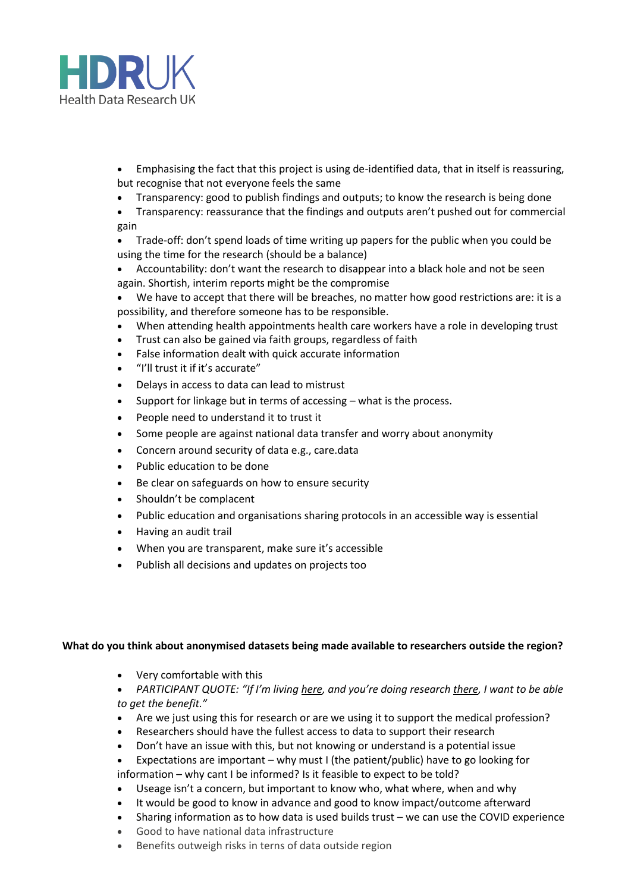- Emphasising the fact that this project is using de-identified data, that in itself is reassuring, but recognise that not everyone feels the same
- Transparency: good to publish findings and outputs; to know the research is being done
- Transparency: reassurance that the findings and outputs aren't pushed out for commercial gain
- Trade-off: don't spend loads of time writing up papers for the public when you could be using the time for the research (should be a balance)
- Accountability: don't want the research to disappear into a black hole and not be seen again. Shortish, interim reports might be the compromise
- We have to accept that there will be breaches, no matter how good restrictions are: it is a possibility, and therefore someone has to be responsible.
- When attending health appointments health care workers have a role in developing trust
- Trust can also be gained via faith groups, regardless of faith
- False information dealt with quick accurate information
- "I'll trust it if it's accurate"
- Delays in access to data can lead to mistrust
- Support for linkage but in terms of accessing – what is the process.
- People need to understand it to trust it
- Some people are against national data transfer and worry about anonymity
- Concern around security of data e.g., care.data
- Public education to be done
- Be clear on safeguards on how to ensure security
- Shouldn't be complacent
- Public education and organisations sharing protocols in an accessible way is essential
- Having an audit trail
- When you are transparent, make sure it's accessible
- Publish all decisions and updates on projects too

**What do you think about anonymised datasets being made available to researchers outside the region?**

- Very comfortable with this
- *PARTICIPANT QUOTE: "If I'm living <u>here</u>, and you're doing research <u>there</u>, I want to be able to get the benefit."*
- Are we just using this for research or are we using it to support the medical profession?
- Researchers should have the fullest access to data to support their research
- Don't have an issue with this, but not knowing or understand is a potential issue
- Expectations are important – why must I (the patient/public) have to go looking for information – why cant I be informed? Is it feasible to expect to be told?
- Useage isn't a concern, but important to know who, what where, when and why
- It would be good to know in advance and good to know impact/outcome afterward
- Sharing information as to how data is used builds trust – we can use the COVID experience
- Good to have national data infrastructure
- Benefits outweigh risks in terns of data outside region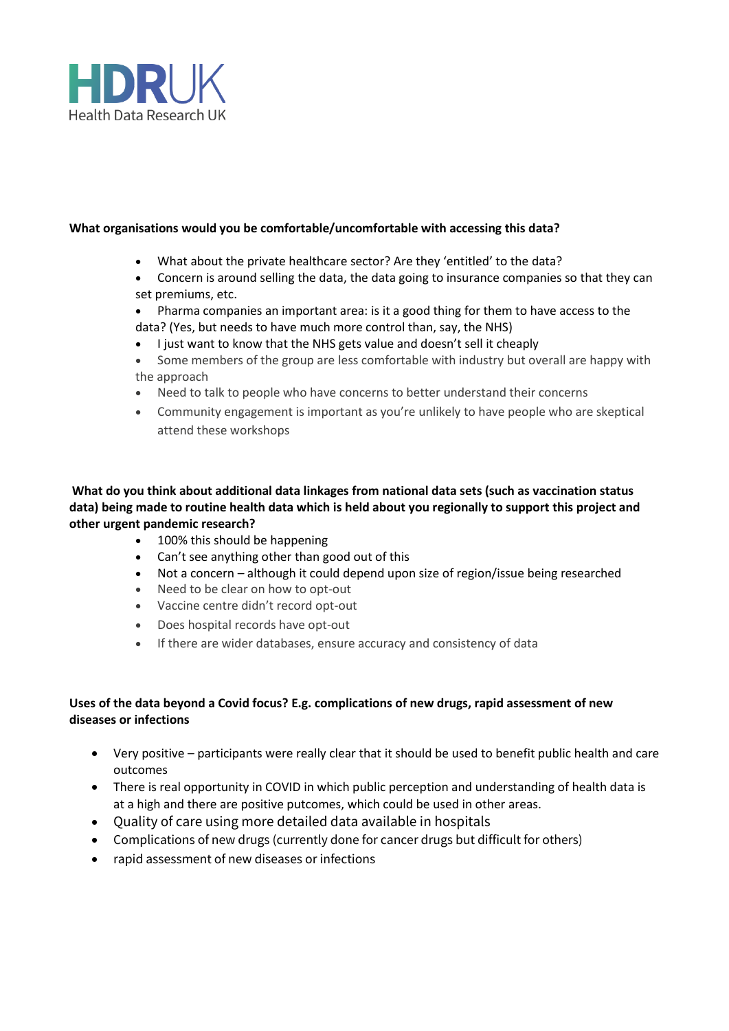**What organisations would you be comfortable/uncomfortable with accessing this data?**

- What about the private healthcare sector? Are they 'entitled' to the data?
- Concern is around selling the data, the data going to insurance companies so that they can set premiums, etc.
- Pharma companies an important area: is it a good thing for them to have access to the data? (Yes, but needs to have much more control than, say, the NHS)
- I just want to know that the NHS gets value and doesn't sell it cheaply
- Some members of the group are less comfortable with industry but overall are happy with the approach
- Need to talk to people who have concerns to better understand their concerns
- Community engagement is important as you're unlikely to have people who are skeptical attend these workshops

**What do you think about additional data linkages from national data sets (such as vaccination status data) being made to routine health data which is held about you regionally to support this project and other urgent pandemic research?**

- 100% this should be happening
- Can't see anything other than good out of this
- Not a concern – although it could depend upon size of region/issue being researched
- Need to be clear on how to opt-out
- Vaccine centre didn't record opt-out
- Does hospital records have opt-out
- If there are wider databases, ensure accuracy and consistency of data

**Uses of the data beyond a Covid focus? E.g. complications of new drugs, rapid assessment of new diseases or infections**

- Very positive – participants were really clear that it should be used to benefit public health and care outcomes
- There is real opportunity in COVID in which public perception and understanding of health data is at a high and there are positive putcomes, which could be used in other areas.
- Quality of care using more detailed data available in hospitals
- Complications of new drugs (currently done for cancer drugs but difficult for others)
- rapid assessment of new diseases or infections